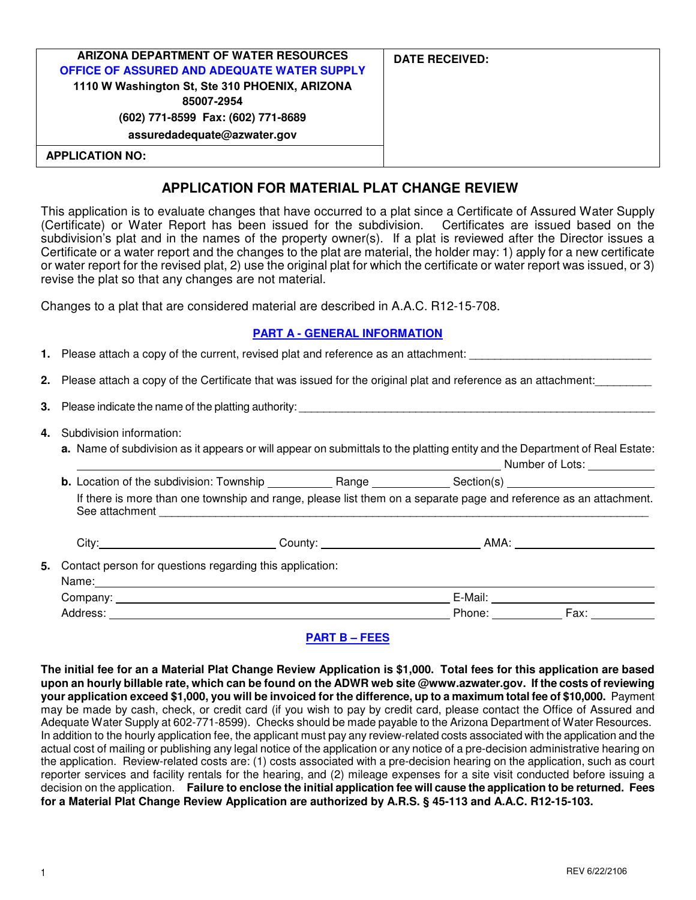| ARIZONA DEPARTMENT OF WATER RESOURCES<br>OFFICE OF ASSURED AND ADEQUATE WATER SUPPLY<br>1110 W Washington St, Ste 310 PHOENIX, ARIZONA 85007-2954<br>(602) 771-8599 Fax: (602) 771-8689<br>assuredadequate@azwater.gov | DATE RECEIVED: |
|---|---|
| APPLICATION NO: | |

# APPLICATION FOR MATERIAL PLAT CHANGE REVIEW

This application is to evaluate changes that have occurred to a plat since a Certificate of Assured Water Supply (Certificate) or Water Report has been issued for the subdivision. Certificates are issued based on the subdivision's plat and in the names of the property owner(s). If a plat is reviewed after the Director issues a Certificate or a water report and the changes to the plat are material, the holder may: 1) apply for a new certificate or water report for the revised plat, 2) use the original plat for which the certificate or water report was issued, or 3) revise the plat so that any changes are not material.

Changes to a plat that are considered material are described in A.A.C. R12-15-708.

## PART A - GENERAL INFORMATION

**1.** Please attach a copy of the current, revised plat and reference as an attachment: ____________________________

**2.** Please attach a copy of the Certificate that was issued for the original plat and reference as an attachment:_________

**3.** Please indicate the name of the platting authority: ________________________________________________________

**4.** Subdivision information:

**a.** Name of subdivision as it appears or will appear on submittals to the platting entity and the Department of Real Estate:

________________________________________________________ Number of Lots: __________

**b.** Location of the subdivision: Township __________ Range ___________ Section(s) ______________________

If there is more than one township and range, please list them on a separate page and reference as an attachment. See attachment ___________________________________________________________________________

City: ________________________ County: _____________________ AMA: ______________________

**5.** Contact person for questions regarding this application:

Name: ______________________________________________________________________________________

Company: _____________________________________________ E-Mail: ______________________

Address: ______________________________________________ Phone: __________ Fax: __________

## PART B – FEES

**The initial fee for an a Material Plat Change Review Application is $1,000. Total fees for this application are based upon an hourly billable rate, which can be found on the ADWR web site @www.azwater.gov. If the costs of reviewing your application exceed $1,000, you will be invoiced for the difference, up to a maximum total fee of $10,000.** Payment may be made by cash, check, or credit card (if you wish to pay by credit card, please contact the Office of Assured and Adequate Water Supply at 602-771-8599). Checks should be made payable to the Arizona Department of Water Resources. In addition to the hourly application fee, the applicant must pay any review-related costs associated with the application and the actual cost of mailing or publishing any legal notice of the application or any notice of a pre-decision administrative hearing on the application. Review-related costs are: (1) costs associated with a pre-decision hearing on the application, such as court reporter services and facility rentals for the hearing, and (2) mileage expenses for a site visit conducted before issuing a decision on the application. **Failure to enclose the initial application fee will cause the application to be returned. Fees for a Material Plat Change Review Application are authorized by A.R.S. § 45-113 and A.A.C. R12-15-103.**

REV 6/22/2106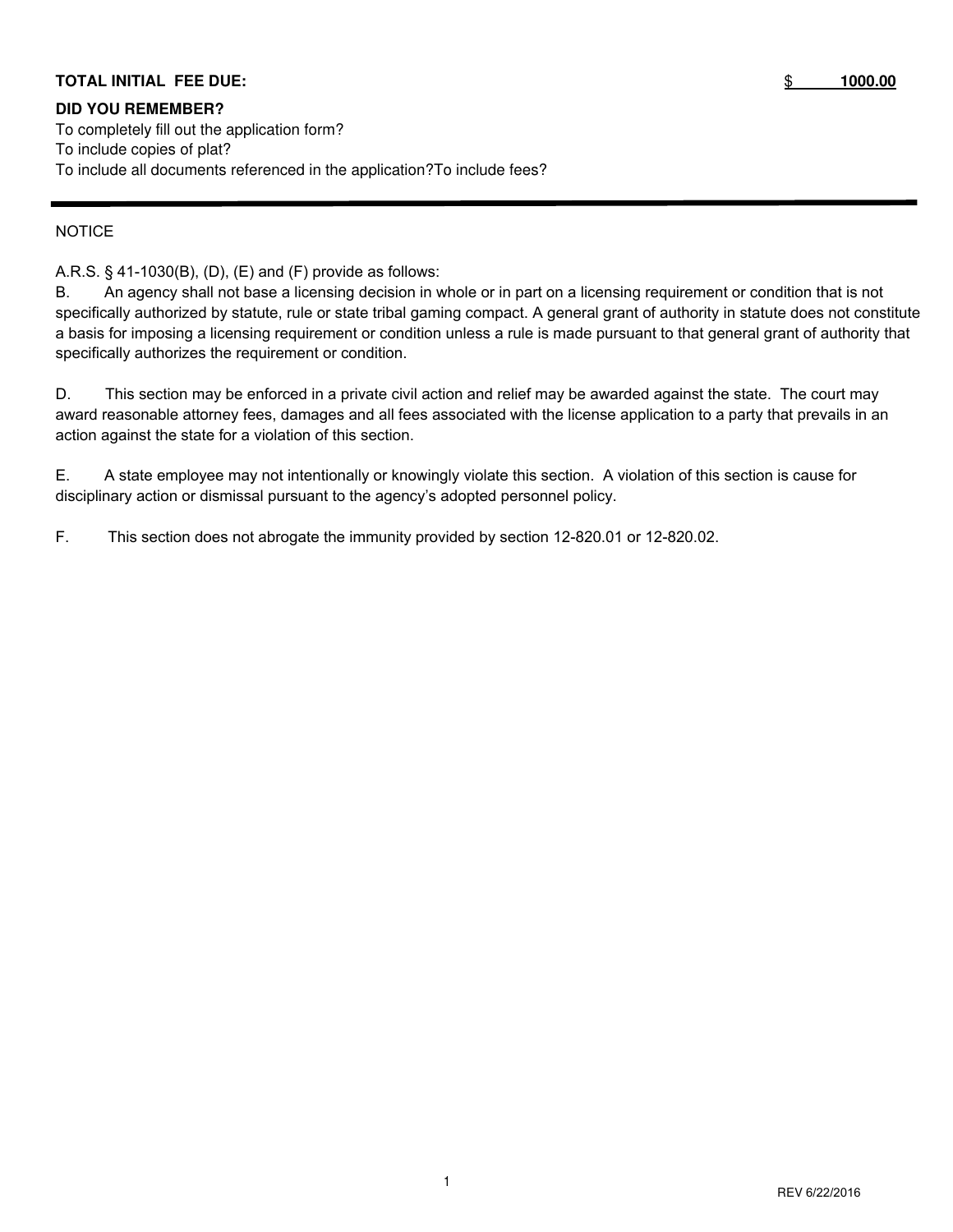**TOTAL INITIAL FEE DUE:** $ **1000.00**

**DID YOU REMEMBER?**

To completely fill out the application form?
To include copies of plat?
To include all documents referenced in the application?To include fees?

---

NOTICE

A.R.S. § 41-1030(B), (D), (E) and (F) provide as follows:

B. An agency shall not base a licensing decision in whole or in part on a licensing requirement or condition that is not specifically authorized by statute, rule or state tribal gaming compact. A general grant of authority in statute does not constitute a basis for imposing a licensing requirement or condition unless a rule is made pursuant to that general grant of authority that specifically authorizes the requirement or condition.

D. This section may be enforced in a private civil action and relief may be awarded against the state. The court may award reasonable attorney fees, damages and all fees associated with the license application to a party that prevails in an action against the state for a violation of this section.

E. A state employee may not intentionally or knowingly violate this section. A violation of this section is cause for disciplinary action or dismissal pursuant to the agency's adopted personnel policy.

F. This section does not abrogate the immunity provided by section 12-820.01 or 12-820.02.

REV 6/22/2016